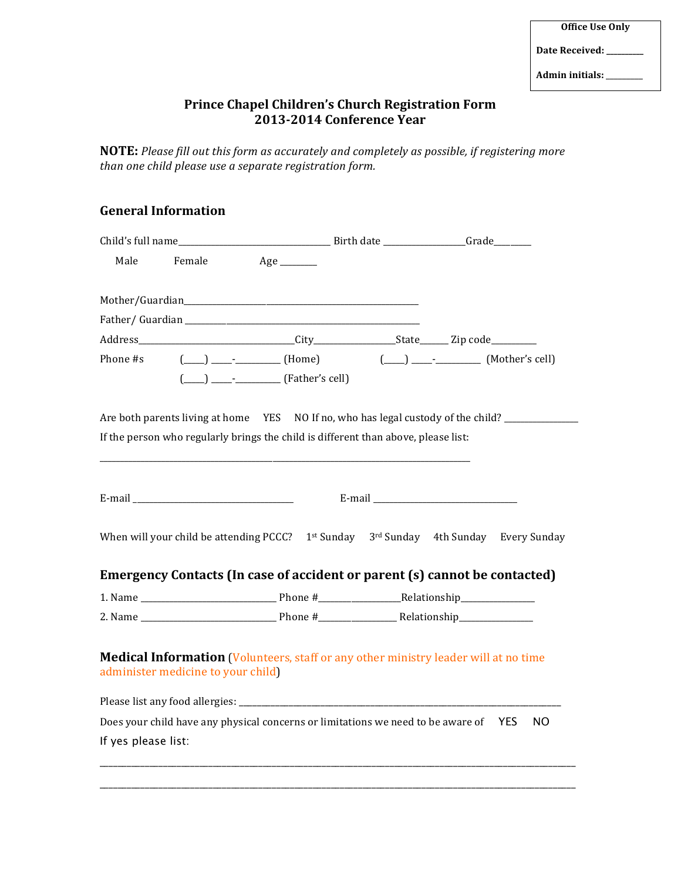**Office Use Only**

**Date Received:** _________

**Admin initials:** _________

# Prince Chapel Children's Church Registration Form
## 2013-2014 Conference Year

**NOTE:** *Please fill out this form as accurately and completely as possible, if registering more than one child please use a separate registration form.*

## General Information

Child's full name_________________________________ Birth date _________________Grade________

Male Female Age ________

Mother/Guardian__________________________________________________

Father/ Guardian __________________________________________________

Address_________________________________City________________State______ Zip code_________

Phone #s (____) ____-_________ (Home) (____) ____-_________ (Mother's cell)

(____) ____-_________ (Father's cell)

Are both parents living at home YES NO If no, who has legal custody of the child? _______________

If the person who regularly brings the child is different than above, please list:

_____________________________________________________________________________

E-mail ___________________________________ E-mail _______________________________

When will your child be attending PCCC? 1st Sunday 3rd Sunday 4th Sunday Every Sunday

## Emergency Contacts (In case of accident or parent (s) cannot be contacted)

1. Name ____________________________ Phone #_________________Relationship_______________
2. Name ____________________________ Phone #________________ Relationship_______________

## Medical Information (Volunteers, staff or any other ministry leader will at no time administer medicine to your child)

Please list any food allergies: _____________________________________________________________________

Does your child have any physical concerns or limitations we need to be aware of YES NO

If yes please list:

_____________________________________________________________________________________________

_____________________________________________________________________________________________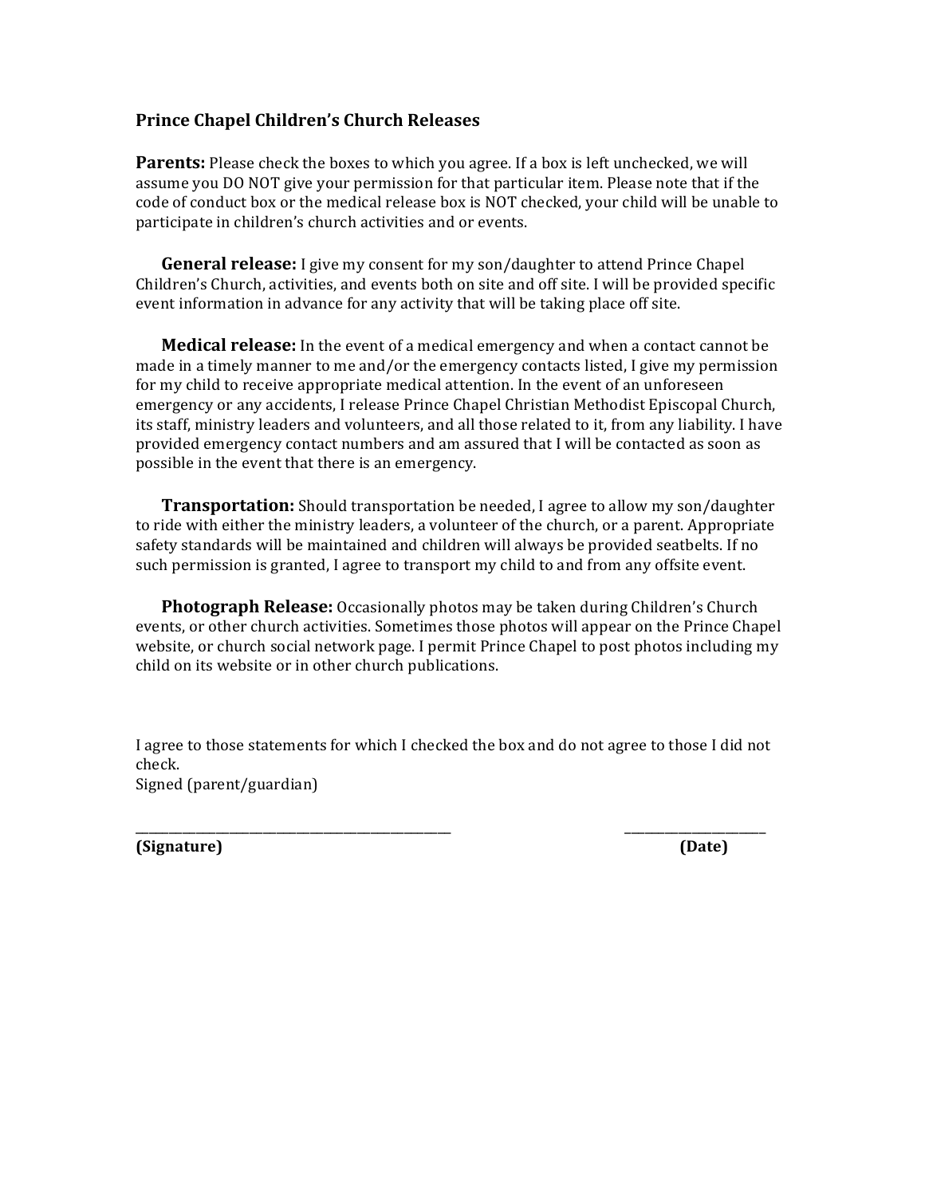## Prince Chapel Children's Church Releases

**Parents:** Please check the boxes to which you agree. If a box is left unchecked, we will assume you DO NOT give your permission for that particular item. Please note that if the code of conduct box or the medical release box is NOT checked, your child will be unable to participate in children's church activities and or events.

**General release:** I give my consent for my son/daughter to attend Prince Chapel Children's Church, activities, and events both on site and off site. I will be provided specific event information in advance for any activity that will be taking place off site.

**Medical release:** In the event of a medical emergency and when a contact cannot be made in a timely manner to me and/or the emergency contacts listed, I give my permission for my child to receive appropriate medical attention. In the event of an unforeseen emergency or any accidents, I release Prince Chapel Christian Methodist Episcopal Church, its staff, ministry leaders and volunteers, and all those related to it, from any liability. I have provided emergency contact numbers and am assured that I will be contacted as soon as possible in the event that there is an emergency.

**Transportation:** Should transportation be needed, I agree to allow my son/daughter to ride with either the ministry leaders, a volunteer of the church, or a parent. Appropriate safety standards will be maintained and children will always be provided seatbelts. If no such permission is granted, I agree to transport my child to and from any offsite event.

**Photograph Release:** Occasionally photos may be taken during Children's Church events, or other church activities. Sometimes those photos will appear on the Prince Chapel website, or church social network page. I permit Prince Chapel to post photos including my child on its website or in other church publications.

I agree to those statements for which I checked the box and do not agree to those I did not check.
Signed (parent/guardian)

\_\_\_\_\_\_\_\_\_\_\_\_\_\_\_\_\_\_\_\_\_\_\_\_\_\_\_\_\_\_\_\_\_\_\_\_\_\_ \_\_\_\_\_\_\_\_\_\_\_\_\_\_\_\_\_\_
**(Signature)** **(Date)**